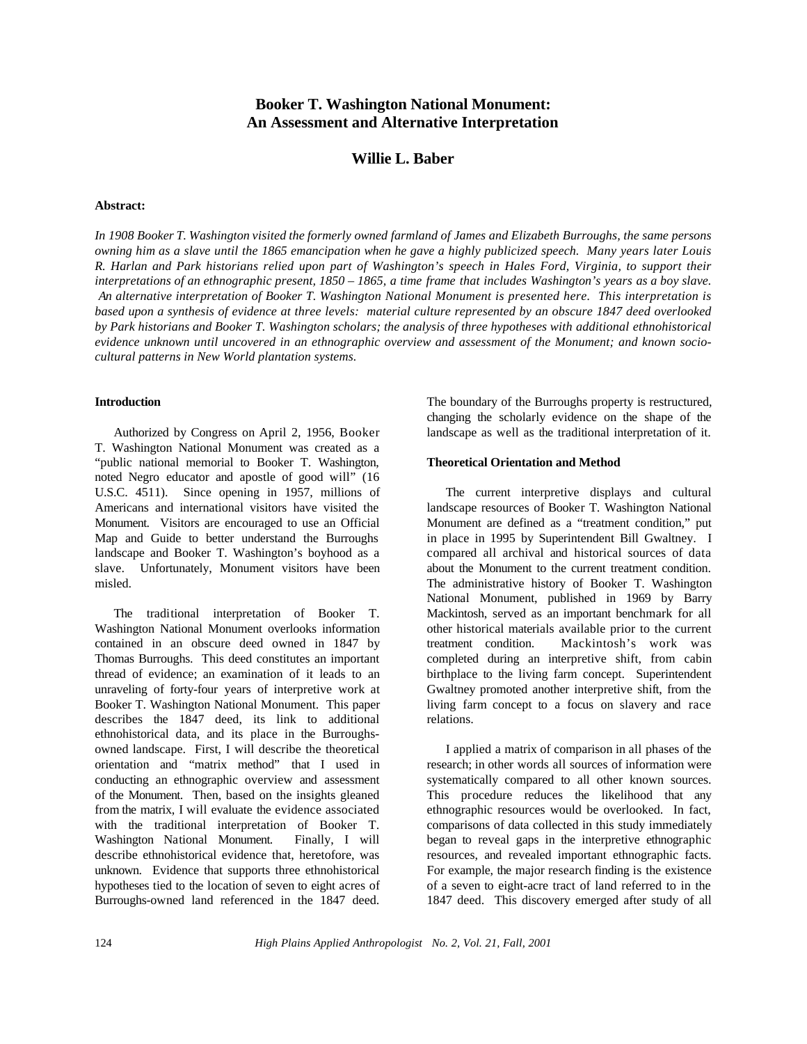# Booker T. Washington National Monument: An Assessment and Alternative Interpretation

## Willie L. Baber

**Abstract:**

*In 1908 Booker T. Washington visited the formerly owned farmland of James and Elizabeth Burroughs, the same persons owning him as a slave until the 1865 emancipation when he gave a highly publicized speech. Many years later Louis R. Harlan and Park historians relied upon part of Washington's speech in Hales Ford, Virginia, to support their interpretations of an ethnographic present, 1850 – 1865, a time frame that includes Washington's years as a boy slave. An alternative interpretation of Booker T. Washington National Monument is presented here. This interpretation is based upon a synthesis of evidence at three levels: material culture represented by an obscure 1847 deed overlooked by Park historians and Booker T. Washington scholars; the analysis of three hypotheses with additional ethnohistorical evidence unknown until uncovered in an ethnographic overview and assessment of the Monument; and known socio-cultural patterns in New World plantation systems.*

**Introduction**

Authorized by Congress on April 2, 1956, Booker T. Washington National Monument was created as a "public national memorial to Booker T. Washington, noted Negro educator and apostle of good will" (16 U.S.C. 4511). Since opening in 1957, millions of Americans and international visitors have visited the Monument. Visitors are encouraged to use an Official Map and Guide to better understand the Burroughs landscape and Booker T. Washington's boyhood as a slave. Unfortunately, Monument visitors have been misled.

The traditional interpretation of Booker T. Washington National Monument overlooks information contained in an obscure deed owned in 1847 by Thomas Burroughs. This deed constitutes an important thread of evidence; an examination of it leads to an unraveling of forty-four years of interpretive work at Booker T. Washington National Monument. This paper describes the 1847 deed, its link to additional ethnohistorical data, and its place in the Burroughs-owned landscape. First, I will describe the theoretical orientation and "matrix method" that I used in conducting an ethnographic overview and assessment of the Monument. Then, based on the insights gleaned from the matrix, I will evaluate the evidence associated with the traditional interpretation of Booker T. Washington National Monument. Finally, I will describe ethnohistorical evidence that, heretofore, was unknown. Evidence that supports three ethnohistorical hypotheses tied to the location of seven to eight acres of Burroughs-owned land referenced in the 1847 deed. The boundary of the Burroughs property is restructured, changing the scholarly evidence on the shape of the landscape as well as the traditional interpretation of it.

**Theoretical Orientation and Method**

The current interpretive displays and cultural landscape resources of Booker T. Washington National Monument are defined as a "treatment condition," put in place in 1995 by Superintendent Bill Gwaltney. I compared all archival and historical sources of data about the Monument to the current treatment condition. The administrative history of Booker T. Washington National Monument, published in 1969 by Barry Mackintosh, served as an important benchmark for all other historical materials available prior to the current treatment condition. Mackintosh's work was completed during an interpretive shift, from cabin birthplace to the living farm concept. Superintendent Gwaltney promoted another interpretive shift, from the living farm concept to a focus on slavery and race relations.

I applied a matrix of comparison in all phases of the research; in other words all sources of information were systematically compared to all other known sources. This procedure reduces the likelihood that any ethnographic resources would be overlooked. In fact, comparisons of data collected in this study immediately began to reveal gaps in the interpretive ethnographic resources, and revealed important ethnographic facts. For example, the major research finding is the existence of a seven to eight-acre tract of land referred to in the 1847 deed. This discovery emerged after study of all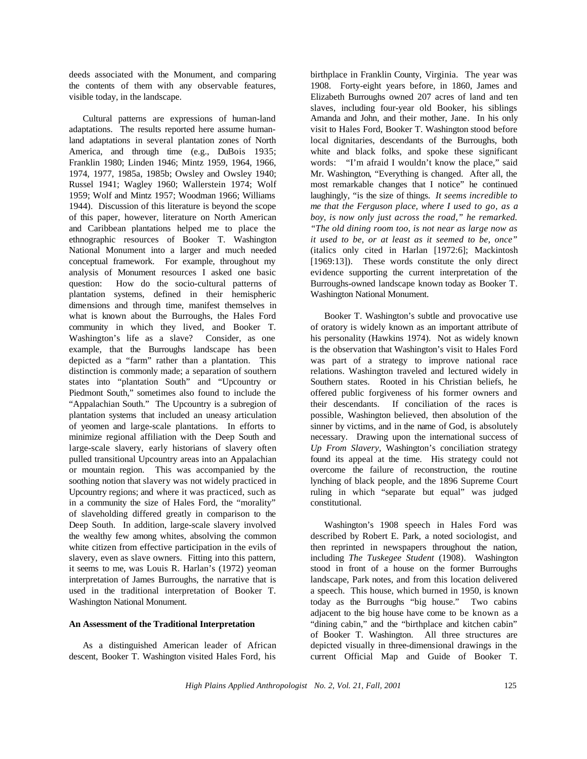deeds associated with the Monument, and comparing the contents of them with any observable features, visible today, in the landscape.

Cultural patterns are expressions of human-land adaptations. The results reported here assume human-land adaptations in several plantation zones of North America, and through time (e.g., DuBois 1935; Franklin 1980; Linden 1946; Mintz 1959, 1964, 1966, 1974, 1977, 1985a, 1985b; Owsley and Owsley 1940; Russel 1941; Wagley 1960; Wallerstein 1974; Wolf 1959; Wolf and Mintz 1957; Woodman 1966; Williams 1944). Discussion of this literature is beyond the scope of this paper, however, literature on North American and Caribbean plantations helped me to place the ethnographic resources of Booker T. Washington National Monument into a larger and much needed conceptual framework. For example, throughout my analysis of Monument resources I asked one basic question: How do the socio-cultural patterns of plantation systems, defined in their hemispheric dimensions and through time, manifest themselves in what is known about the Burroughs, the Hales Ford community in which they lived, and Booker T. Washington's life as a slave? Consider, as one example, that the Burroughs landscape has been depicted as a "farm" rather than a plantation. This distinction is commonly made; a separation of southern states into "plantation South" and "Upcountry or Piedmont South," sometimes also found to include the "Appalachian South." The Upcountry is a subregion of plantation systems that included an uneasy articulation of yeomen and large-scale plantations. In efforts to minimize regional affiliation with the Deep South and large-scale slavery, early historians of slavery often pulled transitional Upcountry areas into an Appalachian or mountain region. This was accompanied by the soothing notion that slavery was not widely practiced in Upcountry regions; and where it was practiced, such as in a community the size of Hales Ford, the "morality" of slaveholding differed greatly in comparison to the Deep South. In addition, large-scale slavery involved the wealthy few among whites, absolving the common white citizen from effective participation in the evils of slavery, even as slave owners. Fitting into this pattern, it seems to me, was Louis R. Harlan's (1972) yeoman interpretation of James Burroughs, the narrative that is used in the traditional interpretation of Booker T. Washington National Monument.

**An Assessment of the Traditional Interpretation**

As a distinguished American leader of African descent, Booker T. Washington visited Hales Ford, his birthplace in Franklin County, Virginia. The year was 1908. Forty-eight years before, in 1860, James and Elizabeth Burroughs owned 207 acres of land and ten slaves, including four-year old Booker, his siblings Amanda and John, and their mother, Jane. In his only visit to Hales Ford, Booker T. Washington stood before local dignitaries, descendants of the Burroughs, both white and black folks, and spoke these significant words: "I'm afraid I wouldn't know the place," said Mr. Washington, "Everything is changed. After all, the most remarkable changes that I notice" he continued laughingly, "is the size of things. *It seems incredible to me that the Ferguson place, where I used to go, as a boy, is now only just across the road," he remarked. "The old dining room too, is not near as large now as it used to be, or at least as it seemed to be, once"* (italics only cited in Harlan [1972:6]; Mackintosh [1969:13]). These words constitute the only direct evidence supporting the current interpretation of the Burroughs-owned landscape known today as Booker T. Washington National Monument.

Booker T. Washington's subtle and provocative use of oratory is widely known as an important attribute of his personality (Hawkins 1974). Not as widely known is the observation that Washington's visit to Hales Ford was part of a strategy to improve national race relations. Washington traveled and lectured widely in Southern states. Rooted in his Christian beliefs, he offered public forgiveness of his former owners and their descendants. If conciliation of the races is possible, Washington believed, then absolution of the sinner by victims, and in the name of God, is absolutely necessary. Drawing upon the international success of *Up From Slavery*, Washington's conciliation strategy found its appeal at the time. His strategy could not overcome the failure of reconstruction, the routine lynching of black people, and the 1896 Supreme Court ruling in which "separate but equal" was judged constitutional.

Washington's 1908 speech in Hales Ford was described by Robert E. Park, a noted sociologist, and then reprinted in newspapers throughout the nation, including *The Tuskegee Student* (1908). Washington stood in front of a house on the former Burroughs landscape, Park notes, and from this location delivered a speech. This house, which burned in 1950, is known today as the Burroughs "big house." Two cabins adjacent to the big house have come to be known as a "dining cabin," and the "birthplace and kitchen cabin" of Booker T. Washington. All three structures are depicted visually in three-dimensional drawings in the current Official Map and Guide of Booker T.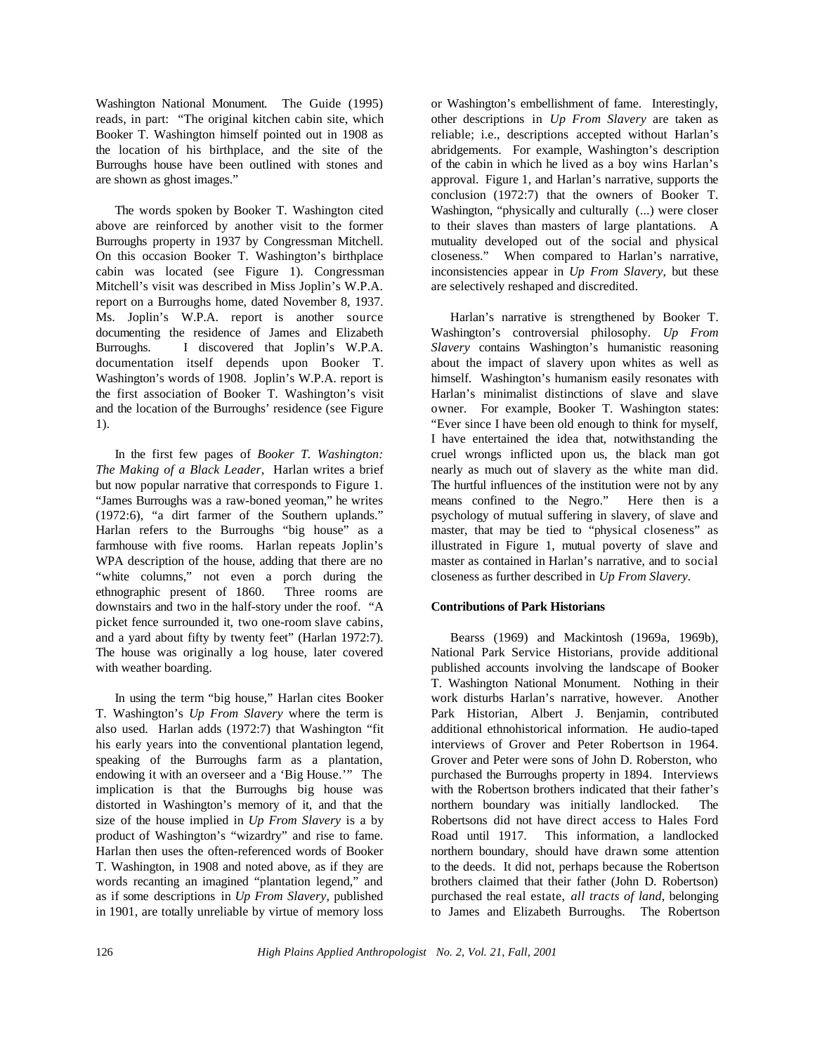Washington National Monument. The Guide (1995) reads, in part: "The original kitchen cabin site, which Booker T. Washington himself pointed out in 1908 as the location of his birthplace, and the site of the Burroughs house have been outlined with stones and are shown as ghost images."

The words spoken by Booker T. Washington cited above are reinforced by another visit to the former Burroughs property in 1937 by Congressman Mitchell. On this occasion Booker T. Washington's birthplace cabin was located (see Figure 1). Congressman Mitchell's visit was described in Miss Joplin's W.P.A. report on a Burroughs home, dated November 8, 1937. Ms. Joplin's W.P.A. report is another source documenting the residence of James and Elizabeth Burroughs. I discovered that Joplin's W.P.A. documentation itself depends upon Booker T. Washington's words of 1908. Joplin's W.P.A. report is the first association of Booker T. Washington's visit and the location of the Burroughs' residence (see Figure 1).

In the first few pages of *Booker T. Washington: The Making of a Black Leader*, Harlan writes a brief but now popular narrative that corresponds to Figure 1. "James Burroughs was a raw-boned yeoman," he writes (1972:6), "a dirt farmer of the Southern uplands." Harlan refers to the Burroughs "big house" as a farmhouse with five rooms. Harlan repeats Joplin's WPA description of the house, adding that there are no "white columns," not even a porch during the ethnographic present of 1860. Three rooms are downstairs and two in the half-story under the roof. "A picket fence surrounded it, two one-room slave cabins, and a yard about fifty by twenty feet" (Harlan 1972:7). The house was originally a log house, later covered with weather boarding.

In using the term "big house," Harlan cites Booker T. Washington's *Up From Slavery* where the term is also used. Harlan adds (1972:7) that Washington "fit his early years into the conventional plantation legend, speaking of the Burroughs farm as a plantation, endowing it with an overseer and a 'Big House.'" The implication is that the Burroughs big house was distorted in Washington's memory of it, and that the size of the house implied in *Up From Slavery* is a by product of Washington's "wizardry" and rise to fame. Harlan then uses the often-referenced words of Booker T. Washington, in 1908 and noted above, as if they are words recanting an imagined "plantation legend," and as if some descriptions in *Up From Slavery*, published in 1901, are totally unreliable by virtue of memory loss or Washington's embellishment of fame. Interestingly, other descriptions in *Up From Slavery* are taken as reliable; i.e., descriptions accepted without Harlan's abridgements. For example, Washington's description of the cabin in which he lived as a boy wins Harlan's approval. Figure 1, and Harlan's narrative, supports the conclusion (1972:7) that the owners of Booker T. Washington, "physically and culturally (...) were closer to their slaves than masters of large plantations. A mutuality developed out of the social and physical closeness." When compared to Harlan's narrative, inconsistencies appear in *Up From Slavery*, but these are selectively reshaped and discredited.

Harlan's narrative is strengthened by Booker T. Washington's controversial philosophy. *Up From Slavery* contains Washington's humanistic reasoning about the impact of slavery upon whites as well as himself. Washington's humanism easily resonates with Harlan's minimalist distinctions of slave and slave owner. For example, Booker T. Washington states: "Ever since I have been old enough to think for myself, I have entertained the idea that, notwithstanding the cruel wrongs inflicted upon us, the black man got nearly as much out of slavery as the white man did. The hurtful influences of the institution were not by any means confined to the Negro." Here then is a psychology of mutual suffering in slavery, of slave and master, that may be tied to "physical closeness" as illustrated in Figure 1, mutual poverty of slave and master as contained in Harlan's narrative, and to social closeness as further described in *Up From Slavery*.

**Contributions of Park Historians**

Bearss (1969) and Mackintosh (1969a, 1969b), National Park Service Historians, provide additional published accounts involving the landscape of Booker T. Washington National Monument. Nothing in their work disturbs Harlan's narrative, however. Another Park Historian, Albert J. Benjamin, contributed additional ethnohistorical information. He audio-taped interviews of Grover and Peter Robertson in 1964. Grover and Peter were sons of John D. Roberston, who purchased the Burroughs property in 1894. Interviews with the Robertson brothers indicated that their father's northern boundary was initially landlocked. The Robertsons did not have direct access to Hales Ford Road until 1917. This information, a landlocked northern boundary, should have drawn some attention to the deeds. It did not, perhaps because the Robertson brothers claimed that their father (John D. Robertson) purchased the real estate, *all tracts of land*, belonging to James and Elizabeth Burroughs. The Robertson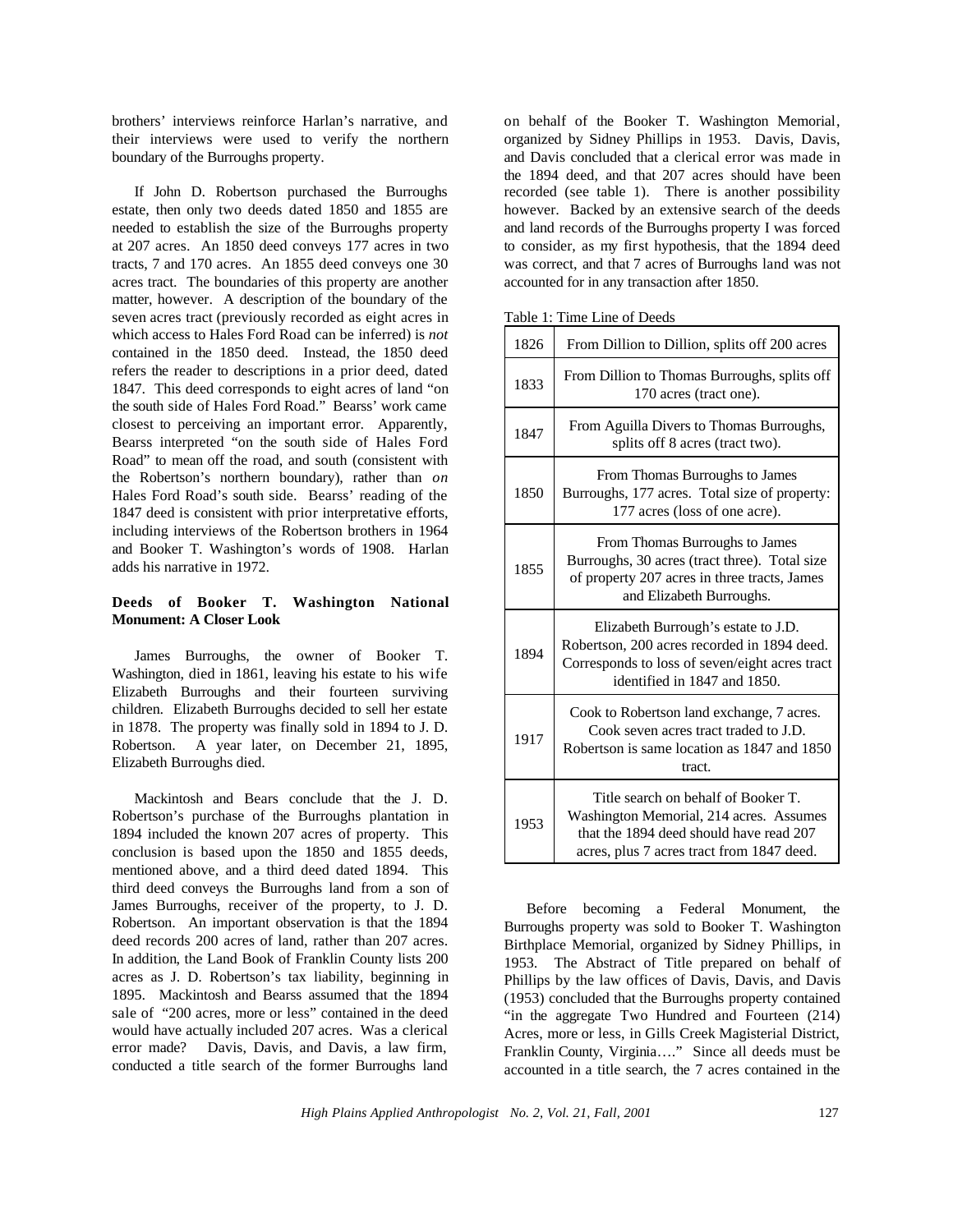brothers' interviews reinforce Harlan's narrative, and their interviews were used to verify the northern boundary of the Burroughs property.

If John D. Robertson purchased the Burroughs estate, then only two deeds dated 1850 and 1855 are needed to establish the size of the Burroughs property at 207 acres. An 1850 deed conveys 177 acres in two tracts, 7 and 170 acres. An 1855 deed conveys one 30 acres tract. The boundaries of this property are another matter, however. A description of the boundary of the seven acres tract (previously recorded as eight acres in which access to Hales Ford Road can be inferred) is *not* contained in the 1850 deed. Instead, the 1850 deed refers the reader to descriptions in a prior deed, dated 1847. This deed corresponds to eight acres of land "on the south side of Hales Ford Road." Bearss' work came closest to perceiving an important error. Apparently, Bearss interpreted "on the south side of Hales Ford Road" to mean off the road, and south (consistent with the Robertson's northern boundary), rather than *on* Hales Ford Road's south side. Bearss' reading of the 1847 deed is consistent with prior interpretative efforts, including interviews of the Robertson brothers in 1964 and Booker T. Washington's words of 1908. Harlan adds his narrative in 1972.

### Deeds of Booker T. Washington National Monument: A Closer Look

James Burroughs, the owner of Booker T. Washington, died in 1861, leaving his estate to his wife Elizabeth Burroughs and their fourteen surviving children. Elizabeth Burroughs decided to sell her estate in 1878. The property was finally sold in 1894 to J. D. Robertson. A year later, on December 21, 1895, Elizabeth Burroughs died.

Mackintosh and Bears conclude that the J. D. Robertson's purchase of the Burroughs plantation in 1894 included the known 207 acres of property. This conclusion is based upon the 1850 and 1855 deeds, mentioned above, and a third deed dated 1894. This third deed conveys the Burroughs land from a son of James Burroughs, receiver of the property, to J. D. Robertson. An important observation is that the 1894 deed records 200 acres of land, rather than 207 acres. In addition, the Land Book of Franklin County lists 200 acres as J. D. Robertson's tax liability, beginning in 1895. Mackintosh and Bearss assumed that the 1894 sale of "200 acres, more or less" contained in the deed would have actually included 207 acres. Was a clerical error made? Davis, Davis, and Davis, a law firm, conducted a title search of the former Burroughs land on behalf of the Booker T. Washington Memorial, organized by Sidney Phillips in 1953. Davis, Davis, and Davis concluded that a clerical error was made in the 1894 deed, and that 207 acres should have been recorded (see table 1). There is another possibility however. Backed by an extensive search of the deeds and land records of the Burroughs property I was forced to consider, as my first hypothesis, that the 1894 deed was correct, and that 7 acres of Burroughs land was not accounted for in any transaction after 1850.

Table 1: Time Line of Deeds

| Year | Description |
|---|---|
| 1826 | From Dillion to Dillion, splits off 200 acres |
| 1833 | From Dillion to Thomas Burroughs, splits off 170 acres (tract one). |
| 1847 | From Aguilla Divers to Thomas Burroughs, splits off 8 acres (tract two). |
| 1850 | From Thomas Burroughs to James Burroughs, 177 acres. Total size of property: 177 acres (loss of one acre). |
| 1855 | From Thomas Burroughs to James Burroughs, 30 acres (tract three). Total size of property 207 acres in three tracts, James and Elizabeth Burroughs. |
| 1894 | Elizabeth Burrough's estate to J.D. Robertson, 200 acres recorded in 1894 deed. Corresponds to loss of seven/eight acres tract identified in 1847 and 1850. |
| 1917 | Cook to Robertson land exchange, 7 acres. Cook seven acres tract traded to J.D. Robertson is same location as 1847 and 1850 tract. |
| 1953 | Title search on behalf of Booker T. Washington Memorial, 214 acres. Assumes that the 1894 deed should have read 207 acres, plus 7 acres tract from 1847 deed. |

Before becoming a Federal Monument, the Burroughs property was sold to Booker T. Washington Birthplace Memorial, organized by Sidney Phillips, in 1953. The Abstract of Title prepared on behalf of Phillips by the law offices of Davis, Davis, and Davis (1953) concluded that the Burroughs property contained "in the aggregate Two Hundred and Fourteen (214) Acres, more or less, in Gills Creek Magisterial District, Franklin County, Virginia…." Since all deeds must be accounted in a title search, the 7 acres contained in the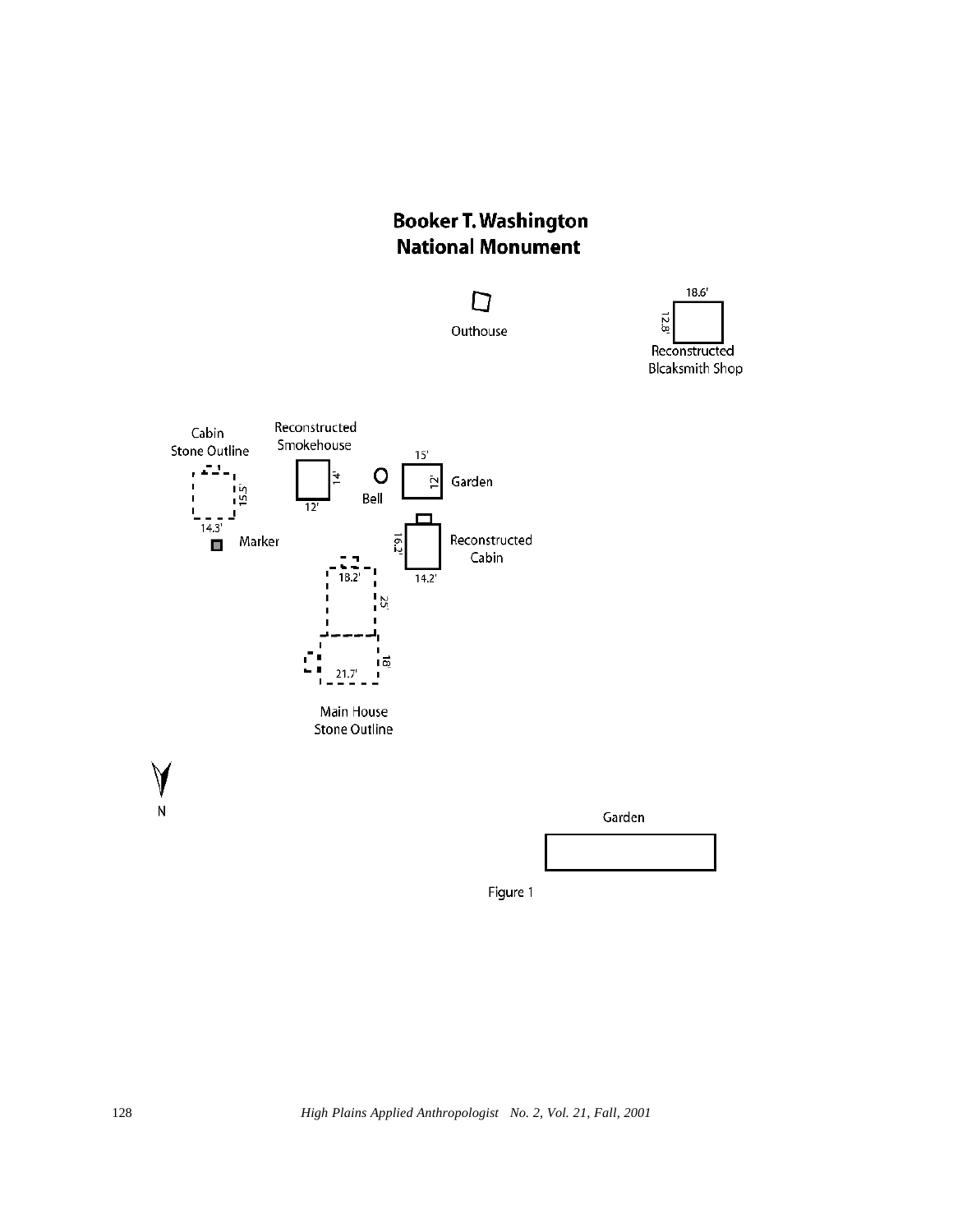# Booker T. Washington National Monument

Outhouse

18.6'

12.8'

Reconstructed Blcaksmith Shop

Cabin Stone Outline

15.5'

14.3'

Reconstructed Smokehouse

14'

12'

Bell

15'

12'

Garden

Marker

16.2'

14.2'

Reconstructed Cabin

18.2'

25'

18'

21.7'

Main House Stone Outline

N

Garden

Figure 1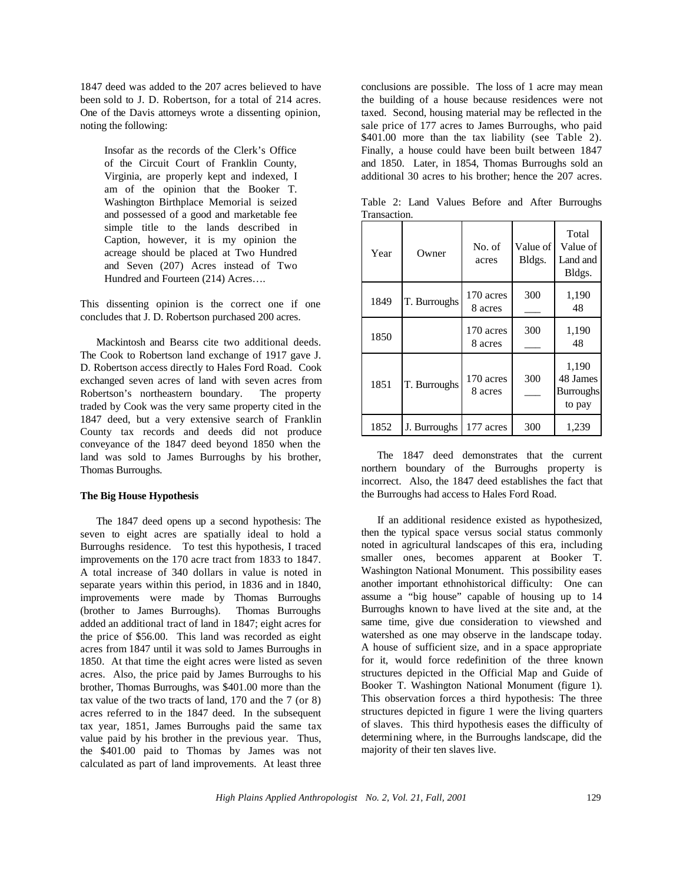1847 deed was added to the 207 acres believed to have been sold to J. D. Robertson, for a total of 214 acres. One of the Davis attorneys wrote a dissenting opinion, noting the following:

> Insofar as the records of the Clerk's Office of the Circuit Court of Franklin County, Virginia, are properly kept and indexed, I am of the opinion that the Booker T. Washington Birthplace Memorial is seized and possessed of a good and marketable fee simple title to the lands described in Caption, however, it is my opinion the acreage should be placed at Two Hundred and Seven (207) Acres instead of Two Hundred and Fourteen (214) Acres….

This dissenting opinion is the correct one if one concludes that J. D. Robertson purchased 200 acres.

Mackintosh and Bearss cite two additional deeds. The Cook to Robertson land exchange of 1917 gave J. D. Robertson access directly to Hales Ford Road. Cook exchanged seven acres of land with seven acres from Robertson's northeastern boundary. The property traded by Cook was the very same property cited in the 1847 deed, but a very extensive search of Franklin County tax records and deeds did not produce conveyance of the 1847 deed beyond 1850 when the land was sold to James Burroughs by his brother, Thomas Burroughs.

### The Big House Hypothesis

The 1847 deed opens up a second hypothesis: The seven to eight acres are spatially ideal to hold a Burroughs residence. To test this hypothesis, I traced improvements on the 170 acre tract from 1833 to 1847. A total increase of 340 dollars in value is noted in separate years within this period, in 1836 and in 1840, improvements were made by Thomas Burroughs (brother to James Burroughs). Thomas Burroughs added an additional tract of land in 1847; eight acres for the price of $56.00. This land was recorded as eight acres from 1847 until it was sold to James Burroughs in 1850. At that time the eight acres were listed as seven acres. Also, the price paid by James Burroughs to his brother, Thomas Burroughs, was $401.00 more than the tax value of the two tracts of land, 170 and the 7 (or 8) acres referred to in the 1847 deed. In the subsequent tax year, 1851, James Burroughs paid the same tax value paid by his brother in the previous year. Thus, the $401.00 paid to Thomas by James was not calculated as part of land improvements. At least three conclusions are possible. The loss of 1 acre may mean the building of a house because residences were not taxed. Second, housing material may be reflected in the sale price of 177 acres to James Burroughs, who paid $401.00 more than the tax liability (see Table 2). Finally, a house could have been built between 1847 and 1850. Later, in 1854, Thomas Burroughs sold an additional 30 acres to his brother; hence the 207 acres.

Table 2: Land Values Before and After Burroughs Transaction.

| Year | Owner | No. of acres | Value of Bldgs. | Total Value of Land and Bldgs. |
|---|---|---|---|---|
| 1849 | T. Burroughs | 170 acres<br>8 acres | 300<br>___ | 1,190<br>48 |
| 1850 | | 170 acres<br>8 acres | 300<br>___ | 1,190<br>48 |
| 1851 | T. Burroughs | 170 acres<br>8 acres | 300<br>___ | 1,190<br>48 James Burroughs to pay |
| 1852 | J. Burroughs | 177 acres | 300 | 1,239 |

The 1847 deed demonstrates that the current northern boundary of the Burroughs property is incorrect. Also, the 1847 deed establishes the fact that the Burroughs had access to Hales Ford Road.

If an additional residence existed as hypothesized, then the typical space versus social status commonly noted in agricultural landscapes of this era, including smaller ones, becomes apparent at Booker T. Washington National Monument. This possibility eases another important ethnohistorical difficulty: One can assume a "big house" capable of housing up to 14 Burroughs known to have lived at the site and, at the same time, give due consideration to viewshed and watershed as one may observe in the landscape today. A house of sufficient size, and in a space appropriate for it, would force redefinition of the three known structures depicted in the Official Map and Guide of Booker T. Washington National Monument (figure 1). This observation forces a third hypothesis: The three structures depicted in figure 1 were the living quarters of slaves. This third hypothesis eases the difficulty of determining where, in the Burroughs landscape, did the majority of their ten slaves live.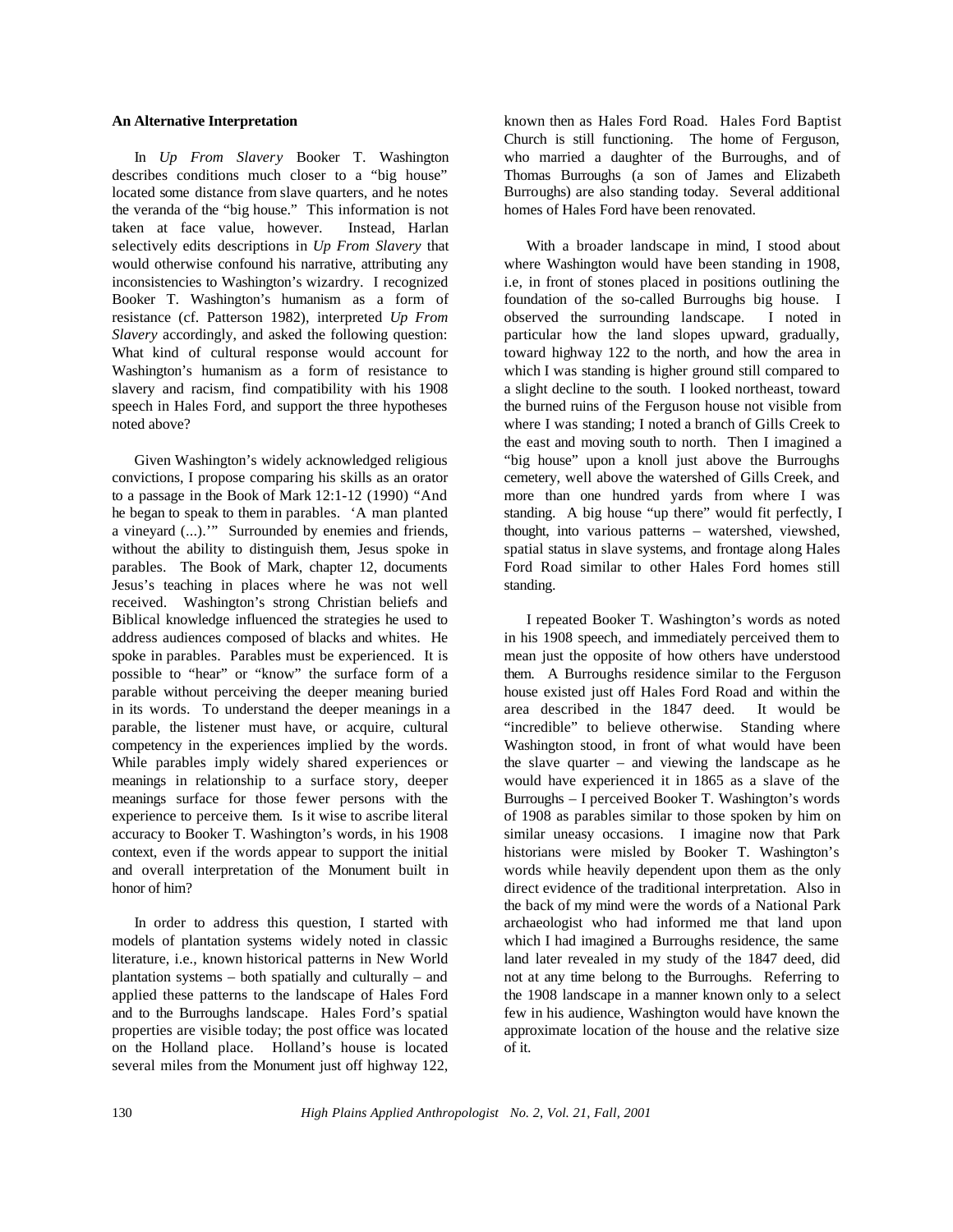### An Alternative Interpretation

In *Up From Slavery* Booker T. Washington describes conditions much closer to a "big house" located some distance from slave quarters, and he notes the veranda of the "big house." This information is not taken at face value, however. Instead, Harlan selectively edits descriptions in *Up From Slavery* that would otherwise confound his narrative, attributing any inconsistencies to Washington's wizardry. I recognized Booker T. Washington's humanism as a form of resistance (cf. Patterson 1982), interpreted *Up From Slavery* accordingly, and asked the following question: What kind of cultural response would account for Washington's humanism as a form of resistance to slavery and racism, find compatibility with his 1908 speech in Hales Ford, and support the three hypotheses noted above?

Given Washington's widely acknowledged religious convictions, I propose comparing his skills as an orator to a passage in the Book of Mark 12:1-12 (1990) "And he began to speak to them in parables. 'A man planted a vineyard (...).'" Surrounded by enemies and friends, without the ability to distinguish them, Jesus spoke in parables. The Book of Mark, chapter 12, documents Jesus's teaching in places where he was not well received. Washington's strong Christian beliefs and Biblical knowledge influenced the strategies he used to address audiences composed of blacks and whites. He spoke in parables. Parables must be experienced. It is possible to "hear" or "know" the surface form of a parable without perceiving the deeper meaning buried in its words. To understand the deeper meanings in a parable, the listener must have, or acquire, cultural competency in the experiences implied by the words. While parables imply widely shared experiences or meanings in relationship to a surface story, deeper meanings surface for those fewer persons with the experience to perceive them. Is it wise to ascribe literal accuracy to Booker T. Washington's words, in his 1908 context, even if the words appear to support the initial and overall interpretation of the Monument built in honor of him?

In order to address this question, I started with models of plantation systems widely noted in classic literature, i.e., known historical patterns in New World plantation systems – both spatially and culturally – and applied these patterns to the landscape of Hales Ford and to the Burroughs landscape. Hales Ford's spatial properties are visible today; the post office was located on the Holland place. Holland's house is located several miles from the Monument just off highway 122, known then as Hales Ford Road. Hales Ford Baptist Church is still functioning. The home of Ferguson, who married a daughter of the Burroughs, and of Thomas Burroughs (a son of James and Elizabeth Burroughs) are also standing today. Several additional homes of Hales Ford have been renovated.

With a broader landscape in mind, I stood about where Washington would have been standing in 1908, i.e, in front of stones placed in positions outlining the foundation of the so-called Burroughs big house. I observed the surrounding landscape. I noted in particular how the land slopes upward, gradually, toward highway 122 to the north, and how the area in which I was standing is higher ground still compared to a slight decline to the south. I looked northeast, toward the burned ruins of the Ferguson house not visible from where I was standing; I noted a branch of Gills Creek to the east and moving south to north. Then I imagined a "big house" upon a knoll just above the Burroughs cemetery, well above the watershed of Gills Creek, and more than one hundred yards from where I was standing. A big house "up there" would fit perfectly, I thought, into various patterns – watershed, viewshed, spatial status in slave systems, and frontage along Hales Ford Road similar to other Hales Ford homes still standing.

I repeated Booker T. Washington's words as noted in his 1908 speech, and immediately perceived them to mean just the opposite of how others have understood them. A Burroughs residence similar to the Ferguson house existed just off Hales Ford Road and within the area described in the 1847 deed. It would be "incredible" to believe otherwise. Standing where Washington stood, in front of what would have been the slave quarter – and viewing the landscape as he would have experienced it in 1865 as a slave of the Burroughs – I perceived Booker T. Washington's words of 1908 as parables similar to those spoken by him on similar uneasy occasions. I imagine now that Park historians were misled by Booker T. Washington's words while heavily dependent upon them as the only direct evidence of the traditional interpretation. Also in the back of my mind were the words of a National Park archaeologist who had informed me that land upon which I had imagined a Burroughs residence, the same land later revealed in my study of the 1847 deed, did not at any time belong to the Burroughs. Referring to the 1908 landscape in a manner known only to a select few in his audience, Washington would have known the approximate location of the house and the relative size of it.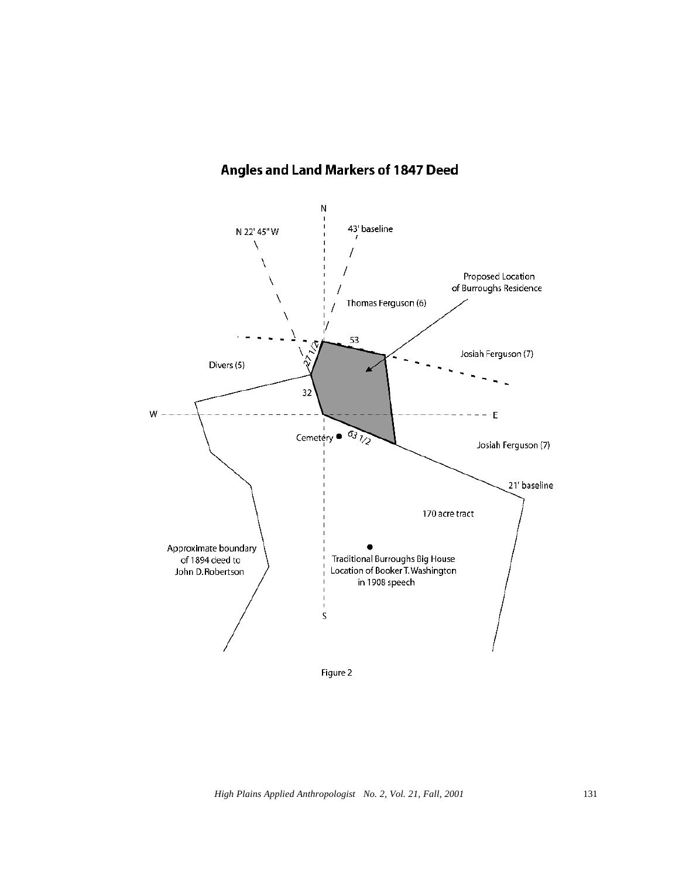## Angles and Land Markers of 1847 Deed

N

N 22' 45" W

43' baseline

Proposed Location of Burroughs Residence

Thomas Ferguson (6)

53

Josiah Ferguson (7)

27 1/2

Divers (5)

32

W

E

Cemetery

63 1/2

Josiah Ferguson (7)

21' baseline

170 acre tract

Approximate boundary of 1894 deed to John D. Robertson

Traditional Burroughs Big House Location of Booker T. Washington in 1908 speech

S

Figure 2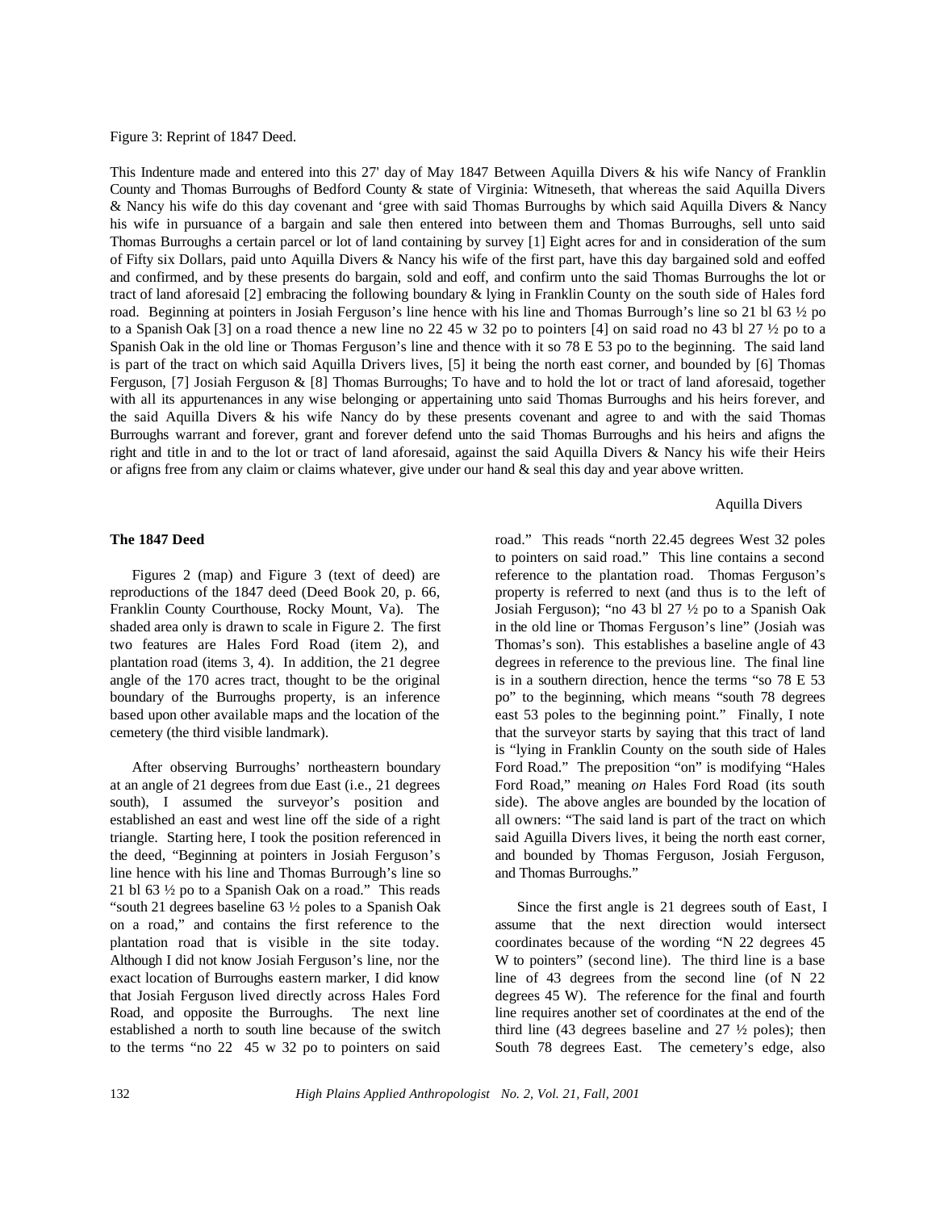Figure 3: Reprint of 1847 Deed.

This Indenture made and entered into this 27' day of May 1847 Between Aquilla Divers & his wife Nancy of Franklin County and Thomas Burroughs of Bedford County & state of Virginia: Witneseth, that whereas the said Aquilla Divers & Nancy his wife do this day covenant and 'gree with said Thomas Burroughs by which said Aquilla Divers & Nancy his wife in pursuance of a bargain and sale then entered into between them and Thomas Burroughs, sell unto said Thomas Burroughs a certain parcel or lot of land containing by survey [1] Eight acres for and in consideration of the sum of Fifty six Dollars, paid unto Aquilla Divers & Nancy his wife of the first part, have this day bargained sold and eoffed and confirmed, and by these presents do bargain, sold and eoff, and confirm unto the said Thomas Burroughs the lot or tract of land aforesaid [2] embracing the following boundary & lying in Franklin County on the south side of Hales ford road. Beginning at pointers in Josiah Ferguson's line hence with his line and Thomas Burrough's line so 21 bl 63 ½ po to a Spanish Oak [3] on a road thence a new line no 22 45 w 32 po to pointers [4] on said road no 43 bl 27 ½ po to a Spanish Oak in the old line or Thomas Ferguson's line and thence with it so 78 E 53 po to the beginning. The said land is part of the tract on which said Aquilla Drivers lives, [5] it being the north east corner, and bounded by [6] Thomas Ferguson, [7] Josiah Ferguson & [8] Thomas Burroughs; To have and to hold the lot or tract of land aforesaid, together with all its appurtenances in any wise belonging or appertaining unto said Thomas Burroughs and his heirs forever, and the said Aquilla Divers & his wife Nancy do by these presents covenant and agree to and with the said Thomas Burroughs warrant and forever, grant and forever defend unto the said Thomas Burroughs and his heirs and afigns the right and title in and to the lot or tract of land aforesaid, against the said Aquilla Divers & Nancy his wife their Heirs or afigns free from any claim or claims whatever, give under our hand & seal this day and year above written.

Aquilla Divers

**The 1847 Deed**

Figures 2 (map) and Figure 3 (text of deed) are reproductions of the 1847 deed (Deed Book 20, p. 66, Franklin County Courthouse, Rocky Mount, Va). The shaded area only is drawn to scale in Figure 2. The first two features are Hales Ford Road (item 2), and plantation road (items 3, 4). In addition, the 21 degree angle of the 170 acres tract, thought to be the original boundary of the Burroughs property, is an inference based upon other available maps and the location of the cemetery (the third visible landmark).

After observing Burroughs' northeastern boundary at an angle of 21 degrees from due East (i.e., 21 degrees south), I assumed the surveyor's position and established an east and west line off the side of a right triangle. Starting here, I took the position referenced in the deed, "Beginning at pointers in Josiah Ferguson's line hence with his line and Thomas Burrough's line so 21 bl 63 ½ po to a Spanish Oak on a road." This reads "south 21 degrees baseline 63 ½ poles to a Spanish Oak on a road," and contains the first reference to the plantation road that is visible in the site today. Although I did not know Josiah Ferguson's line, nor the exact location of Burroughs eastern marker, I did know that Josiah Ferguson lived directly across Hales Ford Road, and opposite the Burroughs. The next line established a north to south line because of the switch to the terms "no 22 45 w 32 po to pointers on said road." This reads "north 22.45 degrees West 32 poles to pointers on said road." This line contains a second reference to the plantation road. Thomas Ferguson's property is referred to next (and thus is to the left of Josiah Ferguson); "no 43 bl 27 ½ po to a Spanish Oak in the old line or Thomas Ferguson's line" (Josiah was Thomas's son). This establishes a baseline angle of 43 degrees in reference to the previous line. The final line is in a southern direction, hence the terms "so 78 E 53 po" to the beginning, which means "south 78 degrees east 53 poles to the beginning point." Finally, I note that the surveyor starts by saying that this tract of land is "lying in Franklin County on the south side of Hales Ford Road." The preposition "on" is modifying "Hales Ford Road," meaning *on* Hales Ford Road (its south side). The above angles are bounded by the location of all owners: "The said land is part of the tract on which said Aguilla Divers lives, it being the north east corner, and bounded by Thomas Ferguson, Josiah Ferguson, and Thomas Burroughs."

Since the first angle is 21 degrees south of East, I assume that the next direction would intersect coordinates because of the wording "N 22 degrees 45 W to pointers" (second line). The third line is a base line of 43 degrees from the second line (of N 22 degrees 45 W). The reference for the final and fourth line requires another set of coordinates at the end of the third line (43 degrees baseline and 27 ½ poles); then South 78 degrees East. The cemetery's edge, also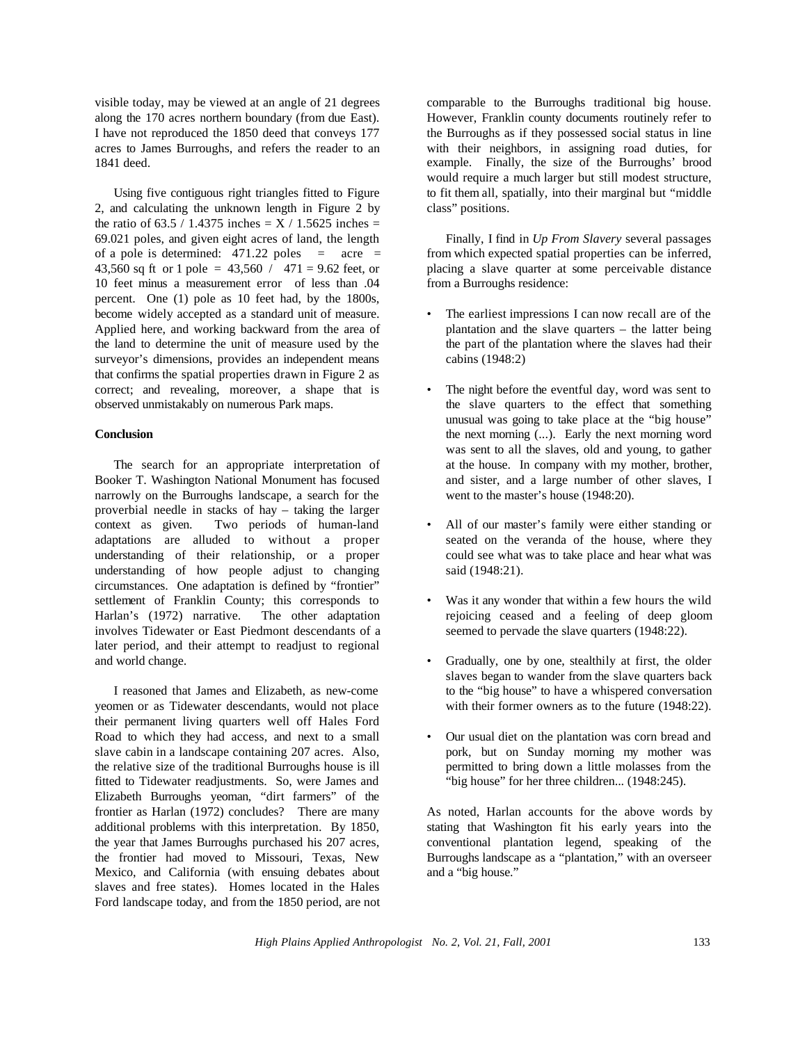visible today, may be viewed at an angle of 21 degrees along the 170 acres northern boundary (from due East). I have not reproduced the 1850 deed that conveys 177 acres to James Burroughs, and refers the reader to an 1841 deed.

Using five contiguous right triangles fitted to Figure 2, and calculating the unknown length in Figure 2 by the ratio of 63.5 / 1.4375 inches = X / 1.5625 inches = 69.021 poles, and given eight acres of land, the length of a pole is determined: 471.22 poles = acre = 43,560 sq ft or 1 pole = 43,560 / 471 = 9.62 feet, or 10 feet minus a measurement error of less than .04 percent. One (1) pole as 10 feet had, by the 1800s, become widely accepted as a standard unit of measure. Applied here, and working backward from the area of the land to determine the unit of measure used by the surveyor's dimensions, provides an independent means that confirms the spatial properties drawn in Figure 2 as correct; and revealing, moreover, a shape that is observed unmistakably on numerous Park maps.

**Conclusion**

The search for an appropriate interpretation of Booker T. Washington National Monument has focused narrowly on the Burroughs landscape, a search for the proverbial needle in stacks of hay – taking the larger context as given. Two periods of human-land adaptations are alluded to without a proper understanding of their relationship, or a proper understanding of how people adjust to changing circumstances. One adaptation is defined by "frontier" settlement of Franklin County; this corresponds to Harlan's (1972) narrative. The other adaptation involves Tidewater or East Piedmont descendants of a later period, and their attempt to readjust to regional and world change.

I reasoned that James and Elizabeth, as new-come yeomen or as Tidewater descendants, would not place their permanent living quarters well off Hales Ford Road to which they had access, and next to a small slave cabin in a landscape containing 207 acres. Also, the relative size of the traditional Burroughs house is ill fitted to Tidewater readjustments. So, were James and Elizabeth Burroughs yeoman, "dirt farmers" of the frontier as Harlan (1972) concludes? There are many additional problems with this interpretation. By 1850, the year that James Burroughs purchased his 207 acres, the frontier had moved to Missouri, Texas, New Mexico, and California (with ensuing debates about slaves and free states). Homes located in the Hales Ford landscape today, and from the 1850 period, are not comparable to the Burroughs traditional big house. However, Franklin county documents routinely refer to the Burroughs as if they possessed social status in line with their neighbors, in assigning road duties, for example. Finally, the size of the Burroughs' brood would require a much larger but still modest structure, to fit them all, spatially, into their marginal but "middle class" positions.

Finally, I find in *Up From Slavery* several passages from which expected spatial properties can be inferred, placing a slave quarter at some perceivable distance from a Burroughs residence:

- The earliest impressions I can now recall are of the plantation and the slave quarters – the latter being the part of the plantation where the slaves had their cabins (1948:2)
- The night before the eventful day, word was sent to the slave quarters to the effect that something unusual was going to take place at the "big house" the next morning (...). Early the next morning word was sent to all the slaves, old and young, to gather at the house. In company with my mother, brother, and sister, and a large number of other slaves, I went to the master's house (1948:20).
- All of our master's family were either standing or seated on the veranda of the house, where they could see what was to take place and hear what was said (1948:21).
- Was it any wonder that within a few hours the wild rejoicing ceased and a feeling of deep gloom seemed to pervade the slave quarters (1948:22).
- Gradually, one by one, stealthily at first, the older slaves began to wander from the slave quarters back to the "big house" to have a whispered conversation with their former owners as to the future (1948:22).
- Our usual diet on the plantation was corn bread and pork, but on Sunday morning my mother was permitted to bring down a little molasses from the "big house" for her three children... (1948:245).

As noted, Harlan accounts for the above words by stating that Washington fit his early years into the conventional plantation legend, speaking of the Burroughs landscape as a "plantation," with an overseer and a "big house."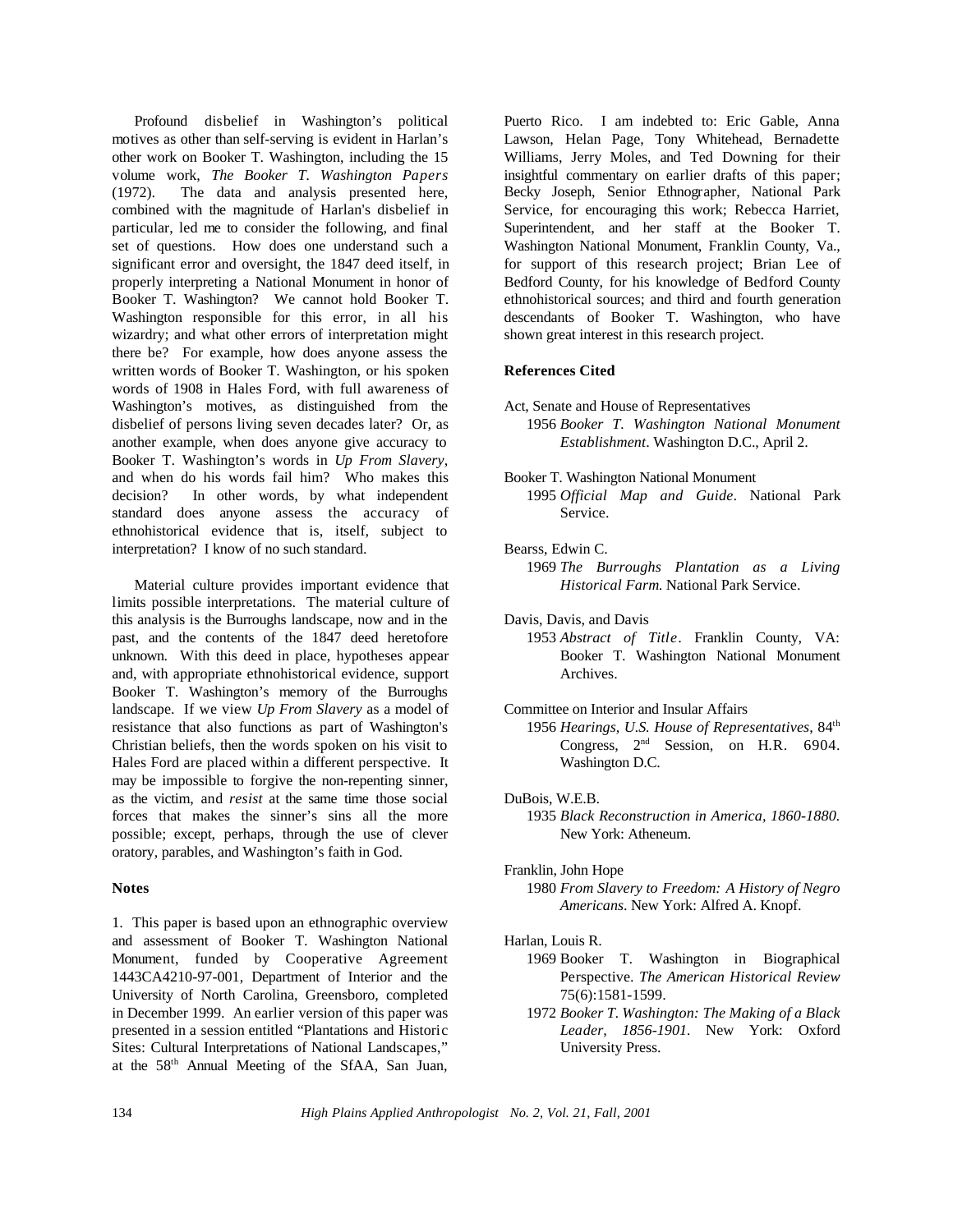Profound disbelief in Washington's political motives as other than self-serving is evident in Harlan's other work on Booker T. Washington, including the 15 volume work, *The Booker T. Washington Papers* (1972). The data and analysis presented here, combined with the magnitude of Harlan's disbelief in particular, led me to consider the following, and final set of questions. How does one understand such a significant error and oversight, the 1847 deed itself, in properly interpreting a National Monument in honor of Booker T. Washington? We cannot hold Booker T. Washington responsible for this error, in all his wizardry; and what other errors of interpretation might there be? For example, how does anyone assess the written words of Booker T. Washington, or his spoken words of 1908 in Hales Ford, with full awareness of Washington's motives, as distinguished from the disbelief of persons living seven decades later? Or, as another example, when does anyone give accuracy to Booker T. Washington's words in *Up From Slavery*, and when do his words fail him? Who makes this decision? In other words, by what independent standard does anyone assess the accuracy of ethnohistorical evidence that is, itself, subject to interpretation? I know of no such standard.

Material culture provides important evidence that limits possible interpretations. The material culture of this analysis is the Burroughs landscape, now and in the past, and the contents of the 1847 deed heretofore unknown. With this deed in place, hypotheses appear and, with appropriate ethnohistorical evidence, support Booker T. Washington's memory of the Burroughs landscape. If we view *Up From Slavery* as a model of resistance that also functions as part of Washington's Christian beliefs, then the words spoken on his visit to Hales Ford are placed within a different perspective. It may be impossible to forgive the non-repenting sinner, as the victim, and *resist* at the same time those social forces that makes the sinner's sins all the more possible; except, perhaps, through the use of clever oratory, parables, and Washington's faith in God.

**Notes**

1. This paper is based upon an ethnographic overview and assessment of Booker T. Washington National Monument, funded by Cooperative Agreement 1443CA4210-97-001, Department of Interior and the University of North Carolina, Greensboro, completed in December 1999. An earlier version of this paper was presented in a session entitled "Plantations and Historic Sites: Cultural Interpretations of National Landscapes," at the 58th Annual Meeting of the SfAA, San Juan, Puerto Rico. I am indebted to: Eric Gable, Anna Lawson, Helan Page, Tony Whitehead, Bernadette Williams, Jerry Moles, and Ted Downing for their insightful commentary on earlier drafts of this paper; Becky Joseph, Senior Ethnographer, National Park Service, for encouraging this work; Rebecca Harriet, Superintendent, and her staff at the Booker T. Washington National Monument, Franklin County, Va., for support of this research project; Brian Lee of Bedford County, for his knowledge of Bedford County ethnohistorical sources; and third and fourth generation descendants of Booker T. Washington, who have shown great interest in this research project.

**References Cited**

Act, Senate and House of Representatives
1956 *Booker T. Washington National Monument Establishment*. Washington D.C., April 2.

Booker T. Washington National Monument
1995 *Official Map and Guide*. National Park Service.

Bearss, Edwin C.
1969 *The Burroughs Plantation as a Living Historical Farm.* National Park Service.

Davis, Davis, and Davis
1953 *Abstract of Title*. Franklin County, VA: Booker T. Washington National Monument Archives.

Committee on Interior and Insular Affairs
1956 *Hearings, U.S. House of Representatives*, 84th Congress, 2nd Session, on H.R. 6904. Washington D.C.

DuBois, W.E.B.
1935 *Black Reconstruction in America, 1860-1880.* New York: Atheneum.

Franklin, John Hope
1980 *From Slavery to Freedom: A History of Negro Americans*. New York: Alfred A. Knopf.

Harlan, Louis R.
1969 Booker T. Washington in Biographical Perspective. *The American Historical Review* 75(6):1581-1599.
1972 *Booker T. Washington: The Making of a Black Leader, 1856-1901.* New York: Oxford University Press.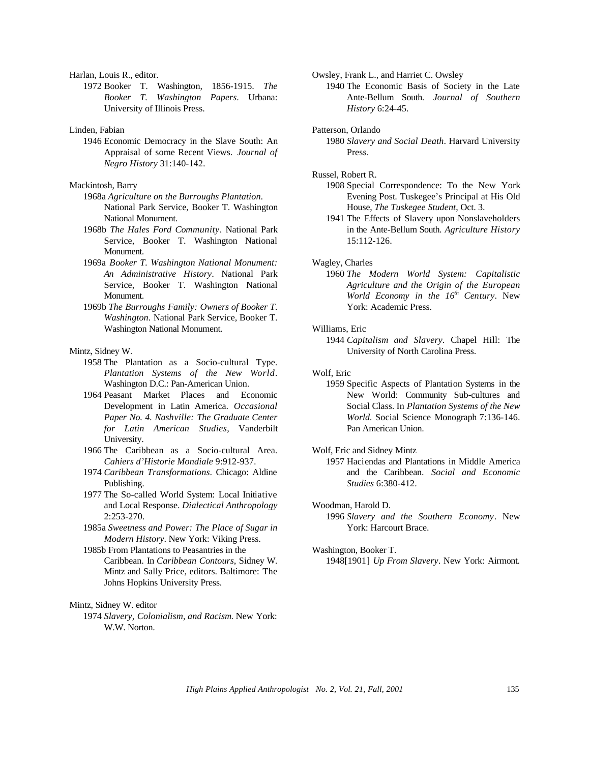Harlan, Louis R., editor.

1972 Booker T. Washington, 1856-1915. *The Booker T. Washington Papers*. Urbana: University of Illinois Press.

Linden, Fabian

1946 Economic Democracy in the Slave South: An Appraisal of some Recent Views. *Journal of Negro History* 31:140-142.

Mackintosh, Barry

1968a *Agriculture on the Burroughs Plantation*. National Park Service, Booker T. Washington National Monument.

1968b *The Hales Ford Community*. National Park Service, Booker T. Washington National Monument.

1969a *Booker T. Washington National Monument: An Administrative History*. National Park Service, Booker T. Washington National Monument.

1969b *The Burroughs Family: Owners of Booker T. Washington*. National Park Service, Booker T. Washington National Monument.

Mintz, Sidney W.

1958 The Plantation as a Socio-cultural Type. *Plantation Systems of the New World*. Washington D.C.: Pan-American Union.

1964 Peasant Market Places and Economic Development in Latin America. *Occasional Paper No. 4. Nashville: The Graduate Center for Latin American Studies*, Vanderbilt University.

1966 The Caribbean as a Socio-cultural Area. *Cahiers d'Historie Mondiale* 9:912-937.

1974 *Caribbean Transformations*. Chicago: Aldine Publishing.

1977 The So-called World System: Local Initiative and Local Response. *Dialectical Anthropology* 2:253-270.

1985a *Sweetness and Power: The Place of Sugar in Modern History*. New York: Viking Press.

1985b From Plantations to Peasantries in the Caribbean. In *Caribbean Contours*, Sidney W. Mintz and Sally Price, editors. Baltimore: The Johns Hopkins University Press.

Mintz, Sidney W. editor

1974 *Slavery, Colonialism, and Racism*. New York: W.W. Norton.

Owsley, Frank L., and Harriet C. Owsley

1940 The Economic Basis of Society in the Late Ante-Bellum South. *Journal of Southern History* 6:24-45.

Patterson, Orlando

1980 *Slavery and Social Death*. Harvard University Press.

Russel, Robert R.

1908 Special Correspondence: To the New York Evening Post. Tuskegee's Principal at His Old House, *The Tuskegee Student*, Oct. 3.

1941 The Effects of Slavery upon Nonslaveholders in the Ante-Bellum South. *Agriculture History* 15:112-126.

Wagley, Charles

1960 *The Modern World System: Capitalistic Agriculture and the Origin of the European World Economy in the 16th Century*. New York: Academic Press.

Williams, Eric

1944 *Capitalism and Slavery*. Chapel Hill: The University of North Carolina Press.

Wolf, Eric

1959 Specific Aspects of Plantation Systems in the New World: Community Sub-cultures and Social Class. In *Plantation Systems of the New World*. Social Science Monograph 7:136-146. Pan American Union.

Wolf, Eric and Sidney Mintz

1957 Haciendas and Plantations in Middle America and the Caribbean. *Social and Economic Studies* 6:380-412.

Woodman, Harold D.

1996 *Slavery and the Southern Economy*. New York: Harcourt Brace.

Washington, Booker T.

1948[1901] *Up From Slavery*. New York: Airmont.